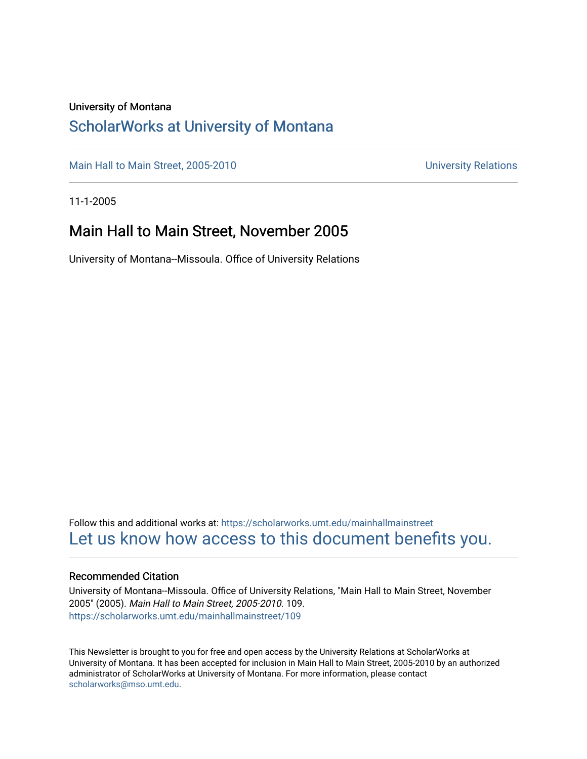University of Montana

# ScholarWorks at University of Montana

Main Hall to Main Street, 2005-2010 | University Relations

11-1-2005

## Main Hall to Main Street, November 2005

University of Montana--Missoula. Office of University Relations

Follow this and additional works at: https://scholarworks.umt.edu/mainhallmainstreet

Let us know how access to this document benefits you.

### Recommended Citation

University of Montana--Missoula. Office of University Relations, "Main Hall to Main Street, November 2005" (2005). *Main Hall to Main Street, 2005-2010*. 109.
https://scholarworks.umt.edu/mainhallmainstreet/109

This Newsletter is brought to you for free and open access by the University Relations at ScholarWorks at University of Montana. It has been accepted for inclusion in Main Hall to Main Street, 2005-2010 by an authorized administrator of ScholarWorks at University of Montana. For more information, please contact scholarworks@mso.umt.edu.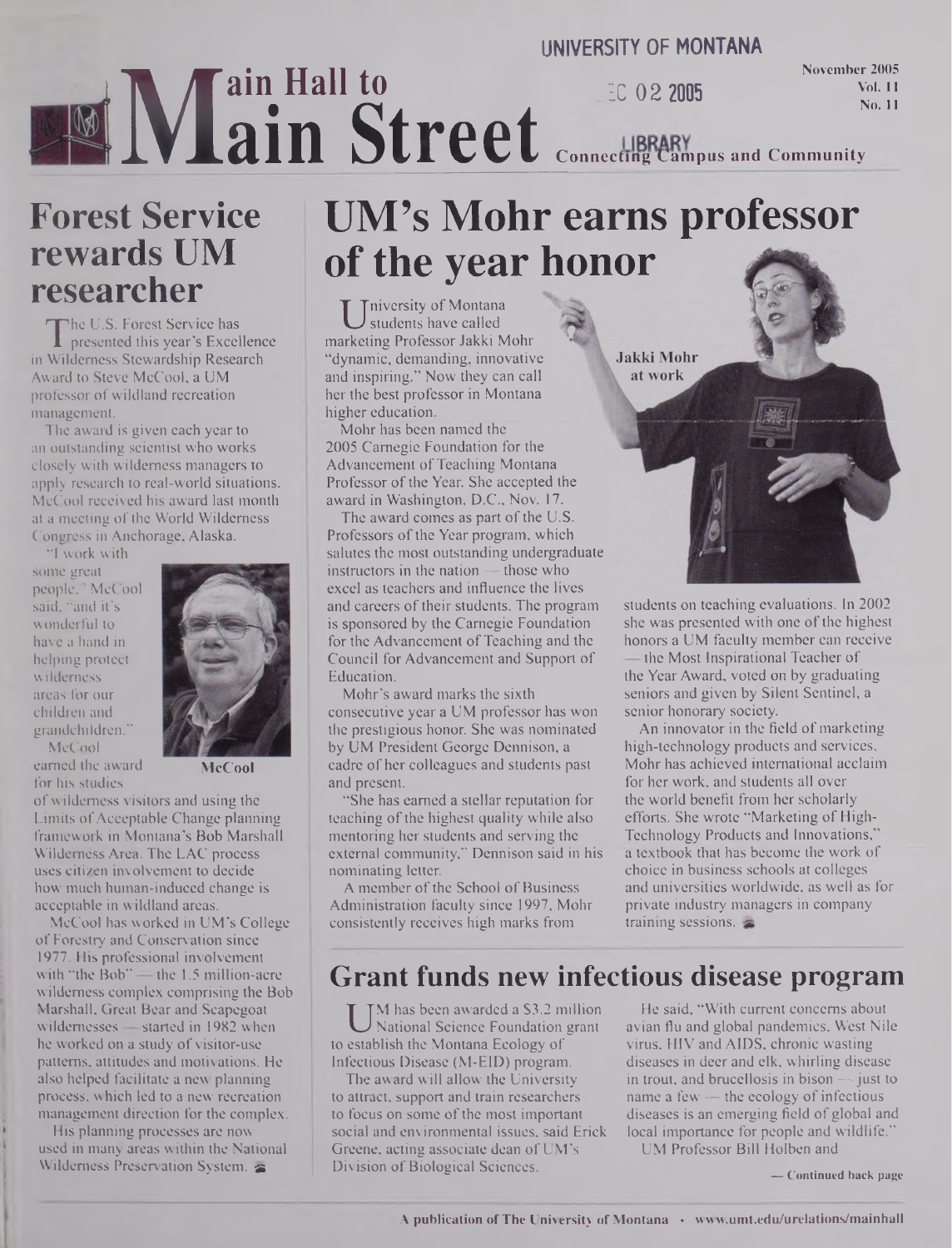UNIVERSITY OF MONTANA

# Main Hall to Main Street

November 2005
Vol. 11
No. 11

Connecting Campus and Community

## Forest Service rewards UM researcher

The U.S. Forest Service has presented this year's Excellence in Wilderness Stewardship Research Award to Steve McCool, a UM professor of wildland recreation management.

The award is given each year to an outstanding scientist who works closely with wilderness managers to apply research to real-world situations. McCool received his award last month at a meeting of the World Wilderness Congress in Anchorage, Alaska.

"I work with some great people," McCool said, "and it's wonderful to have a hand in helping protect wilderness areas for our children and grandchildren."

McCool

McCool earned the award for his studies of wilderness visitors and using the Limits of Acceptable Change planning framework in Montana's Bob Marshall Wilderness Area. The LAC process uses citizen involvement to decide how much human-induced change is acceptable in wildland areas.

McCool has worked in UM's College of Forestry and Conservation since 1977. His professional involvement with "the Bob" — the 1.5 million-acre wilderness complex comprising the Bob Marshall, Great Bear and Scapegoat wildernesses — started in 1982 when he worked on a study of visitor-use patterns, attitudes and motivations. He also helped facilitate a new planning process, which led to a new recreation management direction for the complex.

His planning processes are now used in many areas within the National Wilderness Preservation System.

## UM's Mohr earns professor of the year honor

University of Montana students have called marketing Professor Jakki Mohr "dynamic, demanding, innovative and inspiring." Now they can call her the best professor in Montana higher education.

Jakki Mohr at work

Mohr has been named the 2005 Carnegie Foundation for the Advancement of Teaching Montana Professor of the Year. She accepted the award in Washington, D.C., Nov. 17.

The award comes as part of the U.S. Professors of the Year program, which salutes the most outstanding undergraduate instructors in the nation — those who excel as teachers and influence the lives and careers of their students. The program is sponsored by the Carnegie Foundation for the Advancement of Teaching and the Council for Advancement and Support of Education.

Mohr's award marks the sixth consecutive year a UM professor has won the prestigious honor. She was nominated by UM President George Dennison, a cadre of her colleagues and students past and present.

"She has earned a stellar reputation for teaching of the highest quality while also mentoring her students and serving the external community," Dennison said in his nominating letter.

A member of the School of Business Administration faculty since 1997, Mohr consistently receives high marks from students on teaching evaluations. In 2002 she was presented with one of the highest honors a UM faculty member can receive — the Most Inspirational Teacher of the Year Award, voted on by graduating seniors and given by Silent Sentinel, a senior honorary society.

An innovator in the field of marketing high-technology products and services, Mohr has achieved international acclaim for her work, and students all over the world benefit from her scholarly efforts. She wrote "Marketing of High-Technology Products and Innovations," a textbook that has become the work of choice in business schools at colleges and universities worldwide, as well as for private industry managers in company training sessions.

## Grant funds new infectious disease program

UM has been awarded a $3.2 million National Science Foundation grant to establish the Montana Ecology of Infectious Disease (M-EID) program.

The award will allow the University to attract, support and train researchers to focus on some of the most important social and environmental issues, said Erick Greene, acting associate dean of UM's Division of Biological Sciences.

He said, "With current concerns about avian flu and global pandemics, West Nile virus, HIV and AIDS, chronic wasting diseases in deer and elk, whirling disease in trout, and brucellosis in bison — just to name a few — the ecology of infectious diseases is an emerging field of global and local importance for people and wildlife."

UM Professor Bill Holben and

— Continued back page

A publication of The University of Montana • www.umt.edu/urelations/mainhall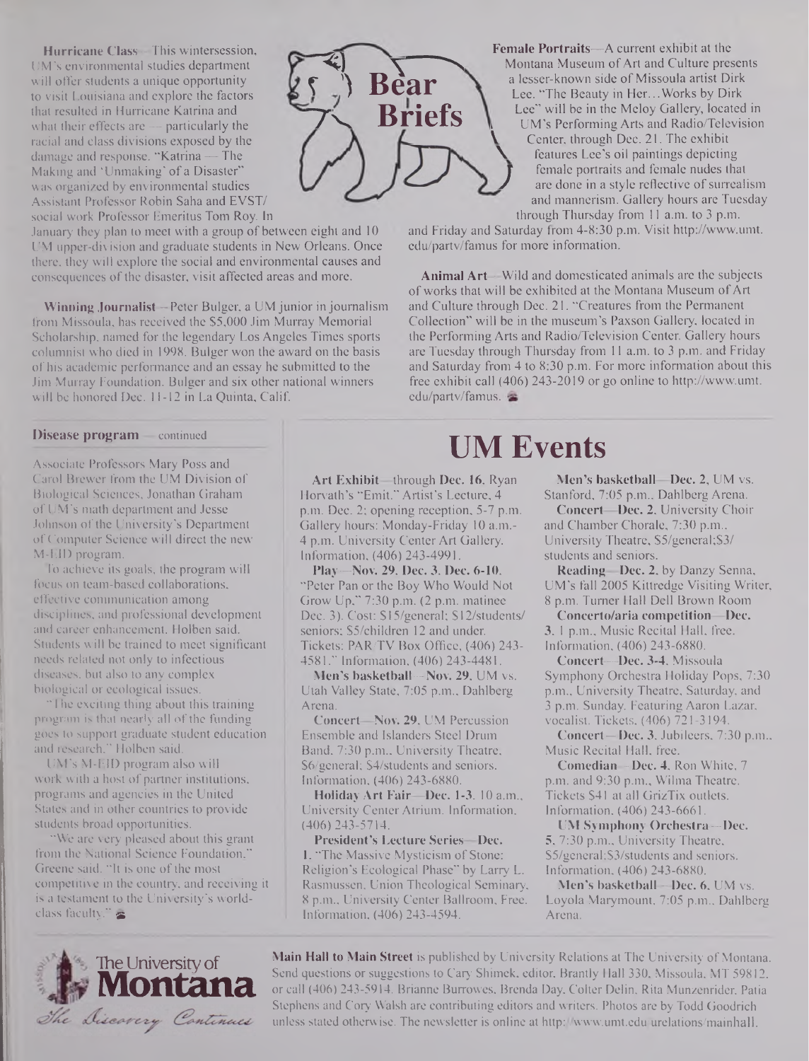## Bear Briefs

**Hurricane Class**—This wintersession, UM's environmental studies department will offer students a unique opportunity to visit Louisiana and explore the factors that resulted in Hurricane Katrina and what their effects are — particularly the racial and class divisions exposed by the damage and response. "Katrina — The Making and 'Unmaking' of a Disaster" was organized by environmental studies Assistant Professor Robin Saha and EVST/social work Professor Emeritus Tom Roy. In January they plan to meet with a group of between eight and 10 UM upper-division and graduate students in New Orleans. Once there, they will explore the social and environmental causes and consequences of the disaster, visit affected areas and more.

**Winning Journalist**—Peter Bulger, a UM junior in journalism from Missoula, has received the $5,000 Jim Murray Memorial Scholarship, named for the legendary Los Angeles Times sports columnist who died in 1998. Bulger won the award on the basis of his academic performance and an essay he submitted to the Jim Murray Foundation. Bulger and six other national winners will be honored Dec. 11-12 in La Quinta, Calif.

**Female Portraits**—A current exhibit at the Montana Museum of Art and Culture presents a lesser-known side of Missoula artist Dirk Lee. "The Beauty in Her…Works by Dirk Lee" will be in the Meloy Gallery, located in UM's Performing Arts and Radio/Television Center, through Dec. 21. The exhibit features Lee's oil paintings depicting female portraits and female nudes that are done in a style reflective of surrealism and mannerism. Gallery hours are Tuesday through Thursday from 11 a.m. to 3 p.m. and Friday and Saturday from 4-8:30 p.m. Visit http://www.umt.edu/partv/famus for more information.

**Animal Art**—Wild and domesticated animals are the subjects of works that will be exhibited at the Montana Museum of Art and Culture through Dec. 21. "Creatures from the Permanent Collection" will be in the museum's Paxson Gallery, located in the Performing Arts and Radio/Television Center. Gallery hours are Tuesday through Thursday from 11 a.m. to 3 p.m. and Friday and Saturday from 4 to 8:30 p.m. For more information about this free exhibit call (406) 243-2019 or go online to http://www.umt.edu/partv/famus.

### Disease program — continued

Associate Professors Mary Poss and Carol Brewer from the UM Division of Biological Sciences, Jonathan Graham of UM's math department and Jesse Johnson of the University's Department of Computer Science will direct the new M-EID program.

To achieve its goals, the program will focus on team-based collaborations, effective communication among disciplines, and professional development and career enhancement, Holben said. Students will be trained to meet significant needs related not only to infectious diseases, but also to any complex biological or ecological issues.

"The exciting thing about this training program is that nearly all of the funding goes to support graduate student education and research," Holben said.

UM's M-EID program also will work with a host of partner institutions, programs and agencies in the United States and in other countries to provide students broad opportunities.

"We are very pleased about this grant from the National Science Foundation," Greene said. "It is one of the most competitive in the country, and receiving it is a testament to the University's world-class faculty."

# UM Events

**Art Exhibit**—through **Dec. 16**, Ryan Horvath's "Emit." Artist's Lecture, 4 p.m. Dec. 2; opening reception, 5-7 p.m. Gallery hours: Monday-Friday 10 a.m.-4 p.m. University Center Art Gallery. Information, (406) 243-4991.

**Play**—**Nov. 29, Dec. 3, Dec. 6-10**, "Peter Pan or the Boy Who Would Not Grow Up," 7:30 p.m. (2 p.m. matinee Dec. 3). Cost: $15/general; $12/students/seniors; $5/children 12 and under. Tickets: PAR/TV Box Office, (406) 243-4581. Information, (406) 243-4481.

**Men's basketball**—**Nov. 29**, UM vs. Utah Valley State, 7:05 p.m., Dahlberg Arena.

**Concert**—**Nov. 29**, UM Percussion Ensemble and Islanders Steel Drum Band, 7:30 p.m., University Theatre, $6/general; $4/students and seniors. Information, (406) 243-6880.

**Holiday Art Fair**—**Dec. 1-3**, 10 a.m., University Center Atrium. Information, (406) 243-5714.

**President's Lecture Series**—**Dec. 1**, "The Massive Mysticism of Stone: Religion's Ecological Phase" by Larry L. Rasmussen, Union Theological Seminary, 8 p.m., University Center Ballroom, Free. Information, (406) 243-4594.

**Men's basketball**—**Dec. 2**, UM vs. Stanford, 7:05 p.m., Dahlberg Arena.

**Concert**—**Dec. 2**, University Choir and Chamber Chorale, 7:30 p.m., University Theatre, $5/general;$3/students and seniors.

**Reading**—**Dec. 2**, by Danzy Senna, UM's fall 2005 Kittredge Visiting Writer, 8 p.m. Turner Hall Dell Brown Room.

**Concerto/aria competition**—**Dec. 3**, 1 p.m., Music Recital Hall, free. Information, (406) 243-6880.

**Concert**—**Dec. 3-4**, Missoula Symphony Orchestra Holiday Pops, 7:30 p.m., University Theatre, Saturday, and 3 p.m. Sunday. Featuring Aaron Lazar, vocalist. Tickets, (406) 721-3194.

**Concert**—**Dec. 3**, Jubileers, 7:30 p.m., Music Recital Hall, free.

**Comedian**—**Dec. 4**, Ron White, 7 p.m. and 9:30 p.m., Wilma Theatre. Tickets $41 at all GrizTix outlets. Information, (406) 243-6661.

**UM Symphony Orchestra**—**Dec. 5**, 7:30 p.m., University Theatre, $5/general;$3/students and seniors. Information, (406) 243-6880.

**Men's basketball**—**Dec. 6**, UM vs. Loyola Marymount, 7:05 p.m., Dahlberg Arena.

The University of Montana
*The Discovery Continues*

**Main Hall to Main Street** is published by University Relations at The University of Montana. Send questions or suggestions to Cary Shimek, editor, Brantly Hall 330, Missoula, MT 59812, or call (406) 243-5914. Brianne Burrowes, Brenda Day, Colter Delin, Rita Munzenrider, Patia Stephens and Cory Walsh are contributing editors and writers. Photos are by Todd Goodrich unless stated otherwise. The newsletter is online at http://www.umt.edu/urelations/mainhall.